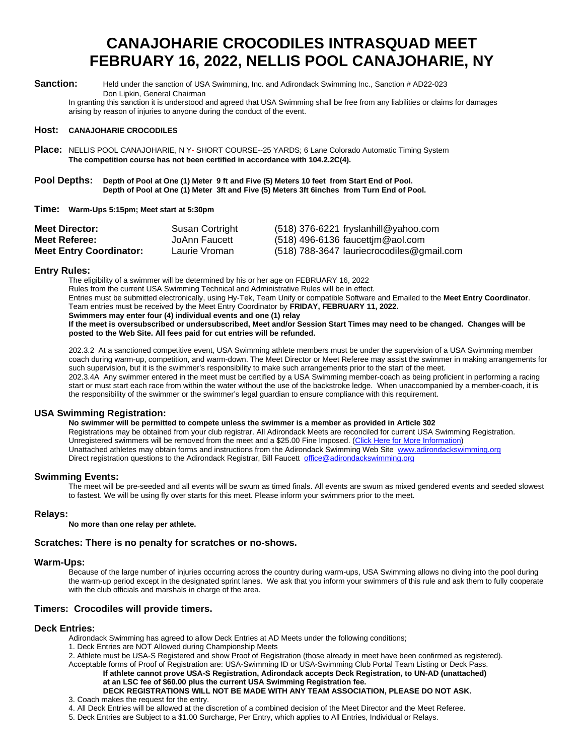# CANAJOHARIE CROCODILES INTRASQUAD MEET
# FEBRUARY 16, 2022, NELLIS POOL CANAJOHARIE, NY

**Sanction:** Held under the sanction of USA Swimming, Inc. and Adirondack Swimming Inc., Sanction # AD22-023
Don Lipkin, General Chairman
In granting this sanction it is understood and agreed that USA Swimming shall be free from any liabilities or claims for damages arising by reason of injuries to anyone during the conduct of the event.

**Host:** **CANAJOHARIE CROCODILES**

**Place:** NELLIS POOL CANAJOHARIE, N Y- SHORT COURSE--25 YARDS; 6 Lane Colorado Automatic Timing System
**The competition course has not been certified in accordance with 104.2.2C(4).**

**Pool Depths:** **Depth of Pool at One (1) Meter 9 ft and Five (5) Meters 10 feet from Start End of Pool.**
**Depth of Pool at One (1) Meter 3ft and Five (5) Meters 3ft 6inches from Turn End of Pool.**

**Time:** **Warm-Ups 5:15pm; Meet start at 5:30pm**

| | | |
|---|---|---|
| **Meet Director:** | Susan Cortright | (518) 376-6221 fryslanhill@yahoo.com |
| **Meet Referee:** | JoAnn Faucett | (518) 496-6136 faucettjm@aol.com |
| **Meet Entry Coordinator:** | Laurie Vroman | (518) 788-3647 lauriecrocodiles@gmail.com |

## Entry Rules:

The eligibility of a swimmer will be determined by his or her age on FEBRUARY 16, 2022
Rules from the current USA Swimming Technical and Administrative Rules will be in effect.
Entries must be submitted electronically, using Hy-Tek, Team Unify or compatible Software and Emailed to the **Meet Entry Coordinator**.
Team entries must be received by the Meet Entry Coordinator by **FRIDAY, FEBRUARY 11, 2022.**
**Swimmers may enter four (4) individual events and one (1) relay**
**If the meet is oversubscribed or undersubscribed, Meet and/or Session Start Times may need to be changed. Changes will be posted to the Web Site. All fees paid for cut entries will be refunded.**

202.3.2 At a sanctioned competitive event, USA Swimming athlete members must be under the supervision of a USA Swimming member coach during warm-up, competition, and warm-down. The Meet Director or Meet Referee may assist the swimmer in making arrangements for such supervision, but it is the swimmer's responsibility to make such arrangements prior to the start of the meet.
202.3.4A Any swimmer entered in the meet must be certified by a USA Swimming member-coach as being proficient in performing a racing start or must start each race from within the water without the use of the backstroke ledge. When unaccompanied by a member-coach, it is the responsibility of the swimmer or the swimmer's legal guardian to ensure compliance with this requirement.

## USA Swimming Registration:

**No swimmer will be permitted to compete unless the swimmer is a member as provided in Article 302**
Registrations may be obtained from your club registrar. All Adirondack Meets are reconciled for current USA Swimming Registration. Unregistered swimmers will be removed from the meet and a $25.00 Fine Imposed. (Click Here for More Information)
Unattached athletes may obtain forms and instructions from the Adirondack Swimming Web Site www.adirondackswimming.org
Direct registration questions to the Adirondack Registrar, Bill Faucett office@adirondackswimming.org

## Swimming Events:

The meet will be pre-seeded and all events will be swum as timed finals. All events are swum as mixed gendered events and seeded slowest to fastest. We will be using fly over starts for this meet. Please inform your swimmers prior to the meet.

## Relays:

**No more than one relay per athlete.**

## Scratches: There is no penalty for scratches or no-shows.

## Warm-Ups:

Because of the large number of injuries occurring across the country during warm-ups, USA Swimming allows no diving into the pool during the warm-up period except in the designated sprint lanes. We ask that you inform your swimmers of this rule and ask them to fully cooperate with the club officials and marshals in charge of the area.

## Timers: Crocodiles will provide timers.

## Deck Entries:

Adirondack Swimming has agreed to allow Deck Entries at AD Meets under the following conditions;

1. Deck Entries are NOT Allowed during Championship Meets
2. Athlete must be USA-S Registered and show Proof of Registration (those already in meet have been confirmed as registered).
Acceptable forms of Proof of Registration are: USA-Swimming ID or USA-Swimming Club Portal Team Listing or Deck Pass.
**If athlete cannot prove USA-S Registration, Adirondack accepts Deck Registration, to UN-AD (unattached) at an LSC fee of $60.00 plus the current USA Swimming Registration fee.**
**DECK REGISTRATIONS WILL NOT BE MADE WITH ANY TEAM ASSOCIATION, PLEASE DO NOT ASK.**
3. Coach makes the request for the entry.
4. All Deck Entries will be allowed at the discretion of a combined decision of the Meet Director and the Meet Referee.
5. Deck Entries are Subject to a $1.00 Surcharge, Per Entry, which applies to All Entries, Individual or Relays.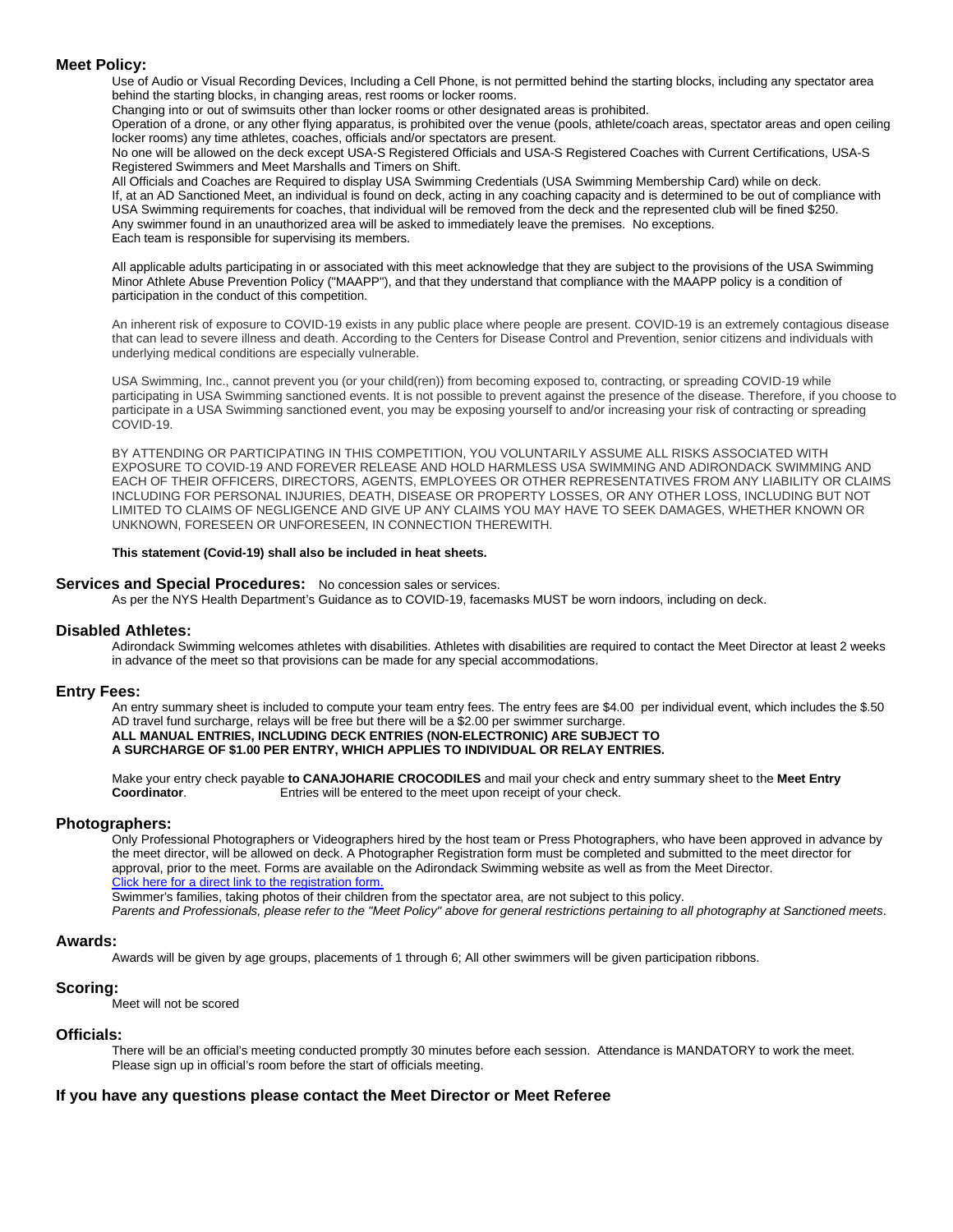## Meet Policy:

Use of Audio or Visual Recording Devices, Including a Cell Phone, is not permitted behind the starting blocks, including any spectator area behind the starting blocks, in changing areas, rest rooms or locker rooms.

Changing into or out of swimsuits other than locker rooms or other designated areas is prohibited.

Operation of a drone, or any other flying apparatus, is prohibited over the venue (pools, athlete/coach areas, spectator areas and open ceiling locker rooms) any time athletes, coaches, officials and/or spectators are present.

No one will be allowed on the deck except USA-S Registered Officials and USA-S Registered Coaches with Current Certifications, USA-S Registered Swimmers and Meet Marshalls and Timers on Shift.

All Officials and Coaches are Required to display USA Swimming Credentials (USA Swimming Membership Card) while on deck.

If, at an AD Sanctioned Meet, an individual is found on deck, acting in any coaching capacity and is determined to be out of compliance with USA Swimming requirements for coaches, that individual will be removed from the deck and the represented club will be fined $250.

Any swimmer found in an unauthorized area will be asked to immediately leave the premises. No exceptions.

Each team is responsible for supervising its members.

All applicable adults participating in or associated with this meet acknowledge that they are subject to the provisions of the USA Swimming Minor Athlete Abuse Prevention Policy ("MAAPP"), and that they understand that compliance with the MAAPP policy is a condition of participation in the conduct of this competition.

An inherent risk of exposure to COVID-19 exists in any public place where people are present. COVID-19 is an extremely contagious disease that can lead to severe illness and death. According to the Centers for Disease Control and Prevention, senior citizens and individuals with underlying medical conditions are especially vulnerable.

USA Swimming, Inc., cannot prevent you (or your child(ren)) from becoming exposed to, contracting, or spreading COVID-19 while participating in USA Swimming sanctioned events. It is not possible to prevent against the presence of the disease. Therefore, if you choose to participate in a USA Swimming sanctioned event, you may be exposing yourself to and/or increasing your risk of contracting or spreading COVID-19.

BY ATTENDING OR PARTICIPATING IN THIS COMPETITION, YOU VOLUNTARILY ASSUME ALL RISKS ASSOCIATED WITH EXPOSURE TO COVID-19 AND FOREVER RELEASE AND HOLD HARMLESS USA SWIMMING AND ADIRONDACK SWIMMING AND EACH OF THEIR OFFICERS, DIRECTORS, AGENTS, EMPLOYEES OR OTHER REPRESENTATIVES FROM ANY LIABILITY OR CLAIMS INCLUDING FOR PERSONAL INJURIES, DEATH, DISEASE OR PROPERTY LOSSES, OR ANY OTHER LOSS, INCLUDING BUT NOT LIMITED TO CLAIMS OF NEGLIGENCE AND GIVE UP ANY CLAIMS YOU MAY HAVE TO SEEK DAMAGES, WHETHER KNOWN OR UNKNOWN, FORESEEN OR UNFORESEEN, IN CONNECTION THEREWITH.

**This statement (Covid-19) shall also be included in heat sheets.**

## Services and Special Procedures:

No concession sales or services.

As per the NYS Health Department's Guidance as to COVID-19, facemasks MUST be worn indoors, including on deck.

## Disabled Athletes:

Adirondack Swimming welcomes athletes with disabilities. Athletes with disabilities are required to contact the Meet Director at least 2 weeks in advance of the meet so that provisions can be made for any special accommodations.

## Entry Fees:

An entry summary sheet is included to compute your team entry fees. The entry fees are $4.00 per individual event, which includes the $.50 AD travel fund surcharge, relays will be free but there will be a $2.00 per swimmer surcharge.

**ALL MANUAL ENTRIES, INCLUDING DECK ENTRIES (NON-ELECTRONIC) ARE SUBJECT TO A SURCHARGE OF $1.00 PER ENTRY, WHICH APPLIES TO INDIVIDUAL OR RELAY ENTRIES.**

Make your entry check payable **to CANAJOHARIE CROCODILES** and mail your check and entry summary sheet to the **Meet Entry Coordinator**. Entries will be entered to the meet upon receipt of your check.

## Photographers:

Only Professional Photographers or Videographers hired by the host team or Press Photographers, who have been approved in advance by the meet director, will be allowed on deck. A Photographer Registration form must be completed and submitted to the meet director for approval, prior to the meet. Forms are available on the Adirondack Swimming website as well as from the Meet Director.

Click here for a direct link to the registration form.

Swimmer's families, taking photos of their children from the spectator area, are not subject to this policy.

*Parents and Professionals, please refer to the "Meet Policy" above for general restrictions pertaining to all photography at Sanctioned meets*.

## Awards:

Awards will be given by age groups, placements of 1 through 6; All other swimmers will be given participation ribbons.

## Scoring:

Meet will not be scored

## Officials:

There will be an official's meeting conducted promptly 30 minutes before each session. Attendance is MANDATORY to work the meet. Please sign up in official's room before the start of officials meeting.

## If you have any questions please contact the Meet Director or Meet Referee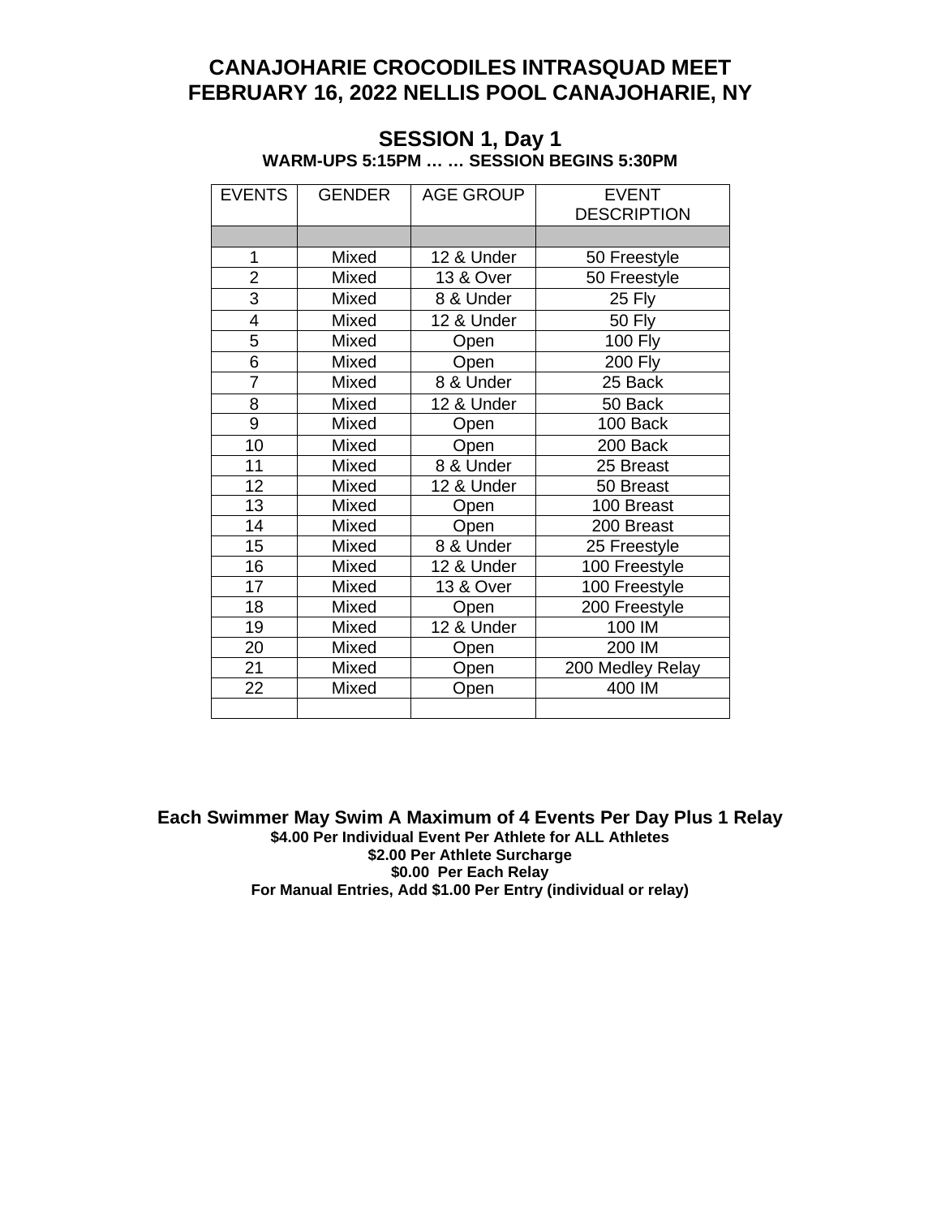# CANAJOHARIE CROCODILES INTRASQUAD MEET
# FEBRUARY 16, 2022 NELLIS POOL CANAJOHARIE, NY

## SESSION 1, Day 1

**WARM-UPS 5:15PM … … SESSION BEGINS 5:30PM**

| EVENTS | GENDER | AGE GROUP | EVENT DESCRIPTION |
|---|---|---|---|
| | | | |
| 1 | Mixed | 12 & Under | 50 Freestyle |
| 2 | Mixed | 13 & Over | 50 Freestyle |
| 3 | Mixed | 8 & Under | 25 Fly |
| 4 | Mixed | 12 & Under | 50 Fly |
| 5 | Mixed | Open | 100 Fly |
| 6 | Mixed | Open | 200 Fly |
| 7 | Mixed | 8 & Under | 25 Back |
| 8 | Mixed | 12 & Under | 50 Back |
| 9 | Mixed | Open | 100 Back |
| 10 | Mixed | Open | 200 Back |
| 11 | Mixed | 8 & Under | 25 Breast |
| 12 | Mixed | 12 & Under | 50 Breast |
| 13 | Mixed | Open | 100 Breast |
| 14 | Mixed | Open | 200 Breast |
| 15 | Mixed | 8 & Under | 25 Freestyle |
| 16 | Mixed | 12 & Under | 100 Freestyle |
| 17 | Mixed | 13 & Over | 100 Freestyle |
| 18 | Mixed | Open | 200 Freestyle |
| 19 | Mixed | 12 & Under | 100 IM |
| 20 | Mixed | Open | 200 IM |
| 21 | Mixed | Open | 200 Medley Relay |
| 22 | Mixed | Open | 400 IM |
| | | | |

**Each Swimmer May Swim A Maximum of 4 Events Per Day Plus 1 Relay**

**$4.00 Per Individual Event Per Athlete for ALL Athletes**

**$2.00 Per Athlete Surcharge**

**$0.00 Per Each Relay**

**For Manual Entries, Add $1.00 Per Entry (individual or relay)**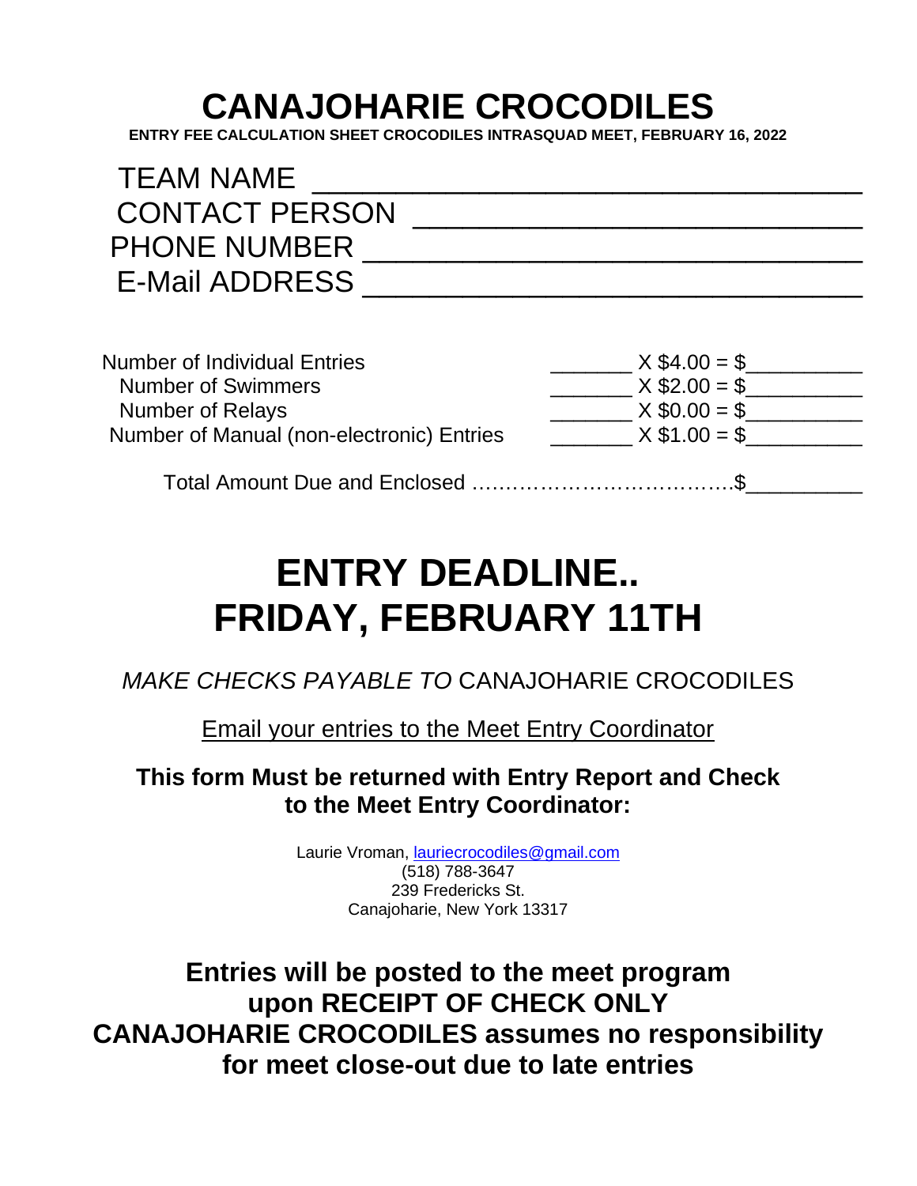# CANAJOHARIE CROCODILES

**ENTRY FEE CALCULATION SHEET CROCODILES INTRASQUAD MEET, FEBRUARY 16, 2022**

TEAM NAME ______________________________

CONTACT PERSON __________________________

PHONE NUMBER ___________________________

E-Mail ADDRESS ___________________________

| | |
|---|---|
| Number of Individual Entries | _______ X $4.00 = $__________ |
| Number of Swimmers | _______ X $2.00 = $__________ |
| Number of Relays | _______ X $0.00 = $__________ |
| Number of Manual (non-electronic) Entries | _______ X $1.00 = $__________ |

Total Amount Due and Enclosed ……………………………….$__________

# ENTRY DEADLINE.. FRIDAY, FEBRUARY 11TH

*MAKE CHECKS PAYABLE TO* CANAJOHARIE CROCODILES

Email your entries to the Meet Entry Coordinator

**This form Must be returned with Entry Report and Check to the Meet Entry Coordinator:**

Laurie Vroman, lauriecrocodiles@gmail.com
(518) 788-3647
239 Fredericks St.
Canajoharie, New York 13317

**Entries will be posted to the meet program upon RECEIPT OF CHECK ONLY CANAJOHARIE CROCODILES assumes no responsibility for meet close-out due to late entries**